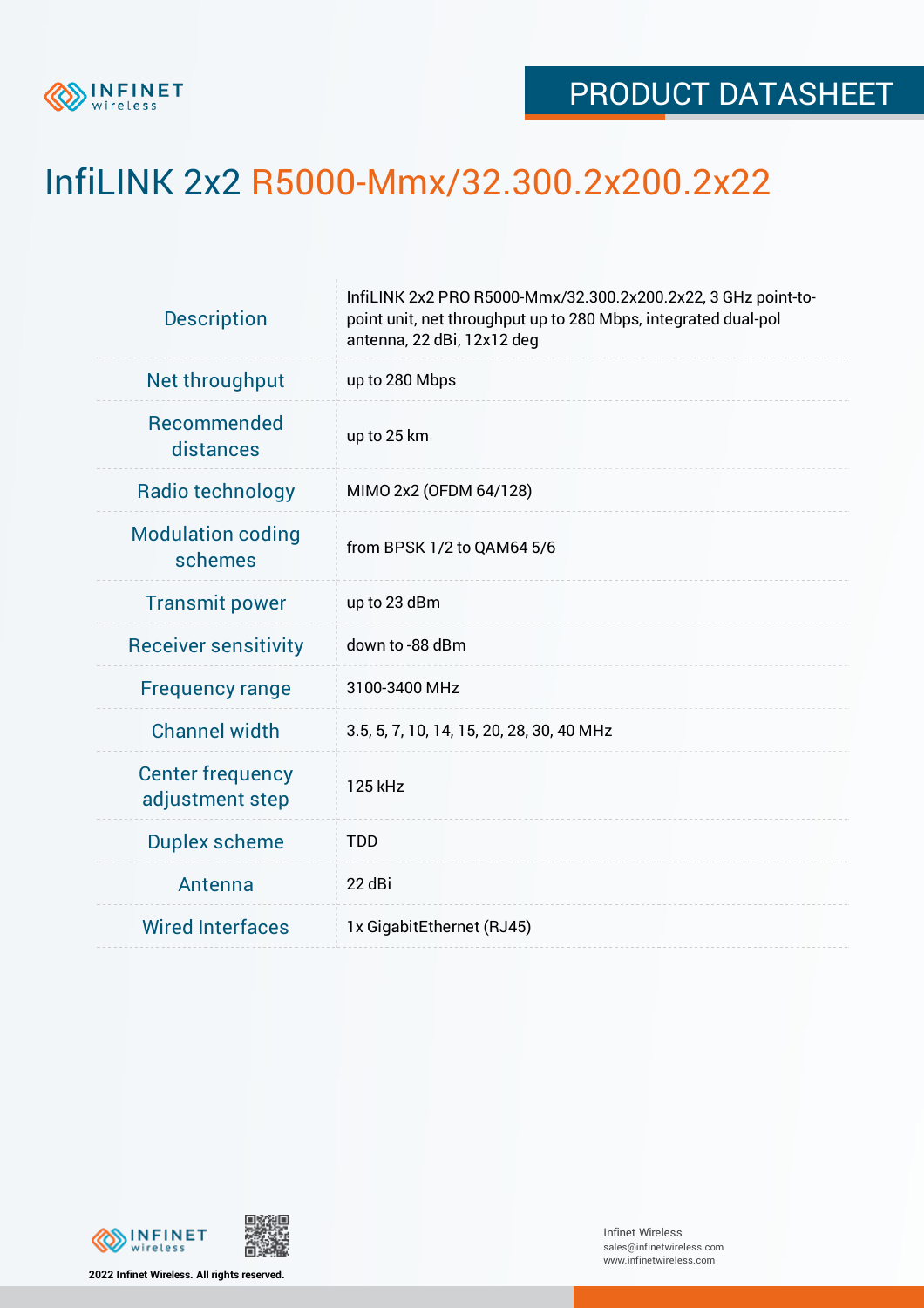PRODUCT DATASHEET

# InfiLINK 2x2 R5000-Mmx/32.300.2x200.2x22

| | |
|---|---|
| Description | InfiLINK 2x2 PRO R5000-Mmx/32.300.2x200.2x22, 3 GHz point-to-point unit, net throughput up to 280 Mbps, integrated dual-pol antenna, 22 dBi, 12x12 deg |
| Net throughput | up to 280 Mbps |
| Recommended distances | up to 25 km |
| Radio technology | MIMO 2x2 (OFDM 64/128) |
| Modulation coding schemes | from BPSK 1/2 to QAM64 5/6 |
| Transmit power | up to 23 dBm |
| Receiver sensitivity | down to -88 dBm |
| Frequency range | 3100-3400 MHz |
| Channel width | 3.5, 5, 7, 10, 14, 15, 20, 28, 30, 40 MHz |
| Center frequency adjustment step | 125 kHz |
| Duplex scheme | TDD |
| Antenna | 22 dBi |
| Wired Interfaces | 1x GigabitEthernet (RJ45) |

2022 Infinet Wireless. All rights reserved.

Infinet Wireless
sales@infinetwireless.com
www.infinetwireless.com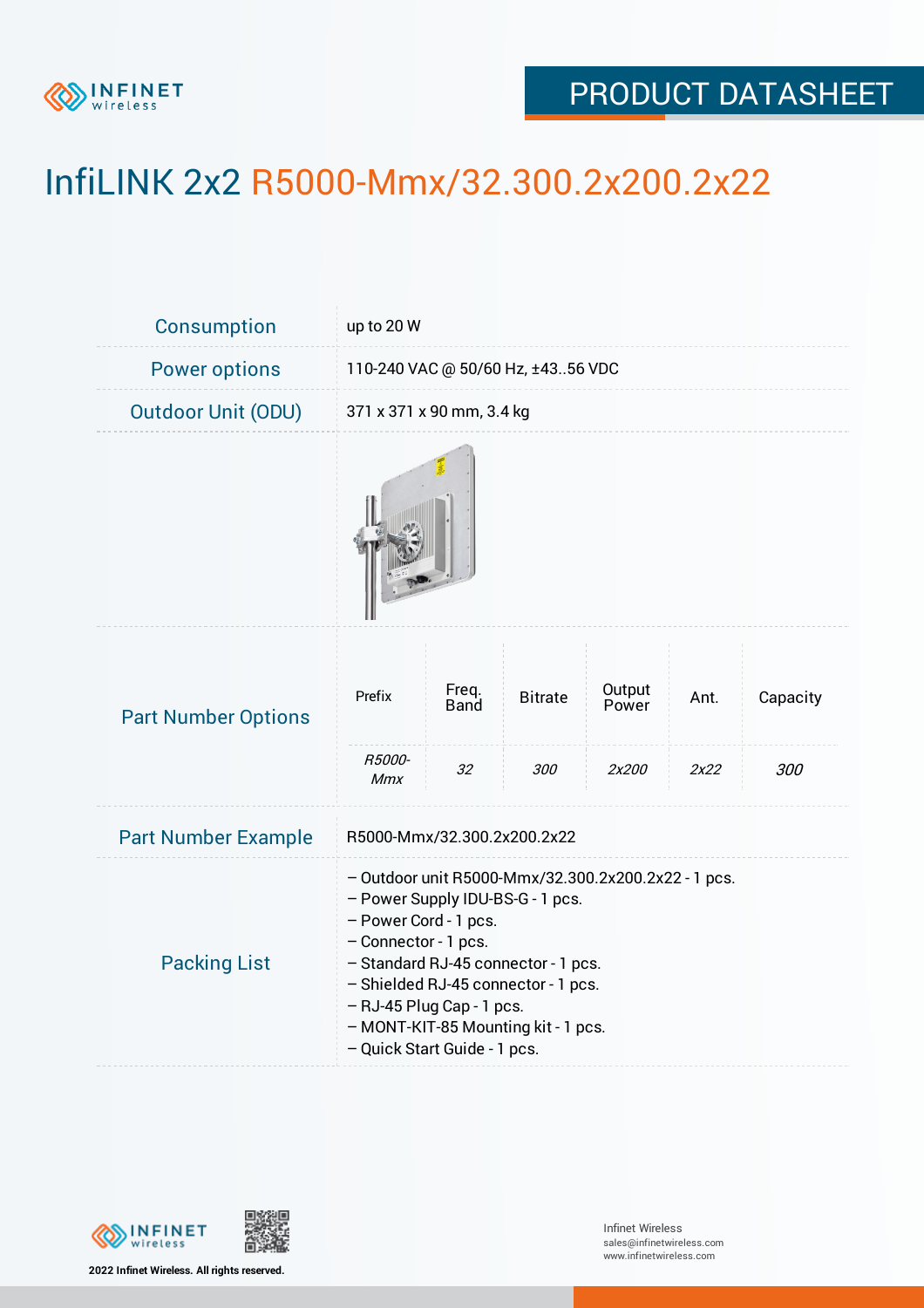# InfiLINK 2x2 R5000-Mmx/32.300.2x200.2x22

| | |
|---|---|
| Consumption | up to 20 W |
| Power options | 110-240 VAC @ 50/60 Hz, ±43..56 VDC |
| Outdoor Unit (ODU) | 371 x 371 x 90 mm, 3.4 kg |

## Part Number Options

| Prefix | Freq. Band | Bitrate | Output Power | Ant. | Capacity |
|---|---|---|---|---|---|
| *R5000-Mmx* | *32* | *300* | *2x200* | *2x22* | *300* |

| | |
|---|---|
| Part Number Example | R5000-Mmx/32.300.2x200.2x22 |

## Packing List

– Outdoor unit R5000-Mmx/32.300.2x200.2x22 - 1 pcs.
– Power Supply IDU-BS-G - 1 pcs.
– Power Cord - 1 pcs.
– Connector - 1 pcs.
– Standard RJ-45 connector - 1 pcs.
– Shielded RJ-45 connector - 1 pcs.
– RJ-45 Plug Cap - 1 pcs.
– MONT-KIT-85 Mounting kit - 1 pcs.
– Quick Start Guide - 1 pcs.

**2022 Infinet Wireless. All rights reserved.**

Infinet Wireless
sales@infinetwireless.com
www.infinetwireless.com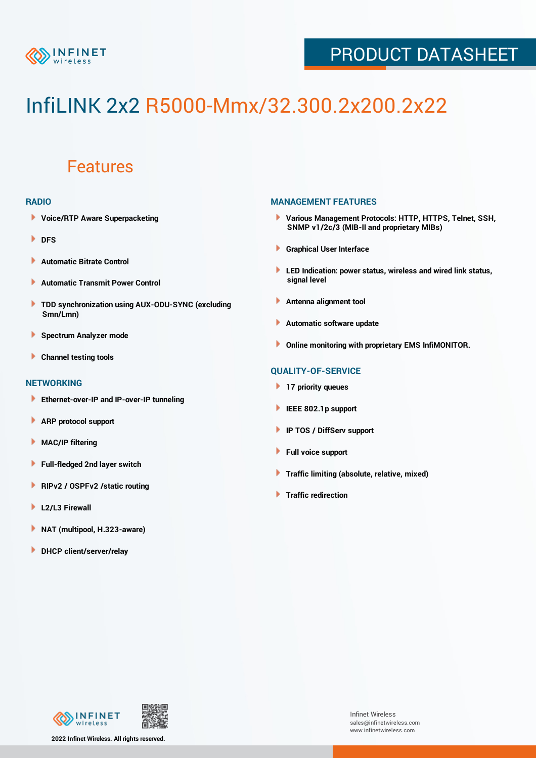# InfiLINK 2x2 R5000-Mmx/32.300.2x200.2x22

## Features

### RADIO

- Voice/RTP Aware Superpacketing
- DFS
- Automatic Bitrate Control
- Automatic Transmit Power Control
- TDD synchronization using AUX-ODU-SYNC (excluding Smn/Lmn)
- Spectrum Analyzer mode
- Channel testing tools

### NETWORKING

- Ethernet-over-IP and IP-over-IP tunneling
- ARP protocol support
- MAC/IP filtering
- Full-fledged 2nd layer switch
- RIPv2 / OSPFv2 /static routing
- L2/L3 Firewall
- NAT (multipool, H.323-aware)
- DHCP client/server/relay

### MANAGEMENT FEATURES

- Various Management Protocols: HTTP, HTTPS, Telnet, SSH, SNMP v1/2c/3 (MIB-II and proprietary MIBs)
- Graphical User Interface
- LED Indication: power status, wireless and wired link status, signal level
- Antenna alignment tool
- Automatic software update
- Online monitoring with proprietary EMS InfiMONITOR.

### QUALITY-OF-SERVICE

- 17 priority queues
- IEEE 802.1p support
- IP TOS / DiffServ support
- Full voice support
- Traffic limiting (absolute, relative, mixed)
- Traffic redirection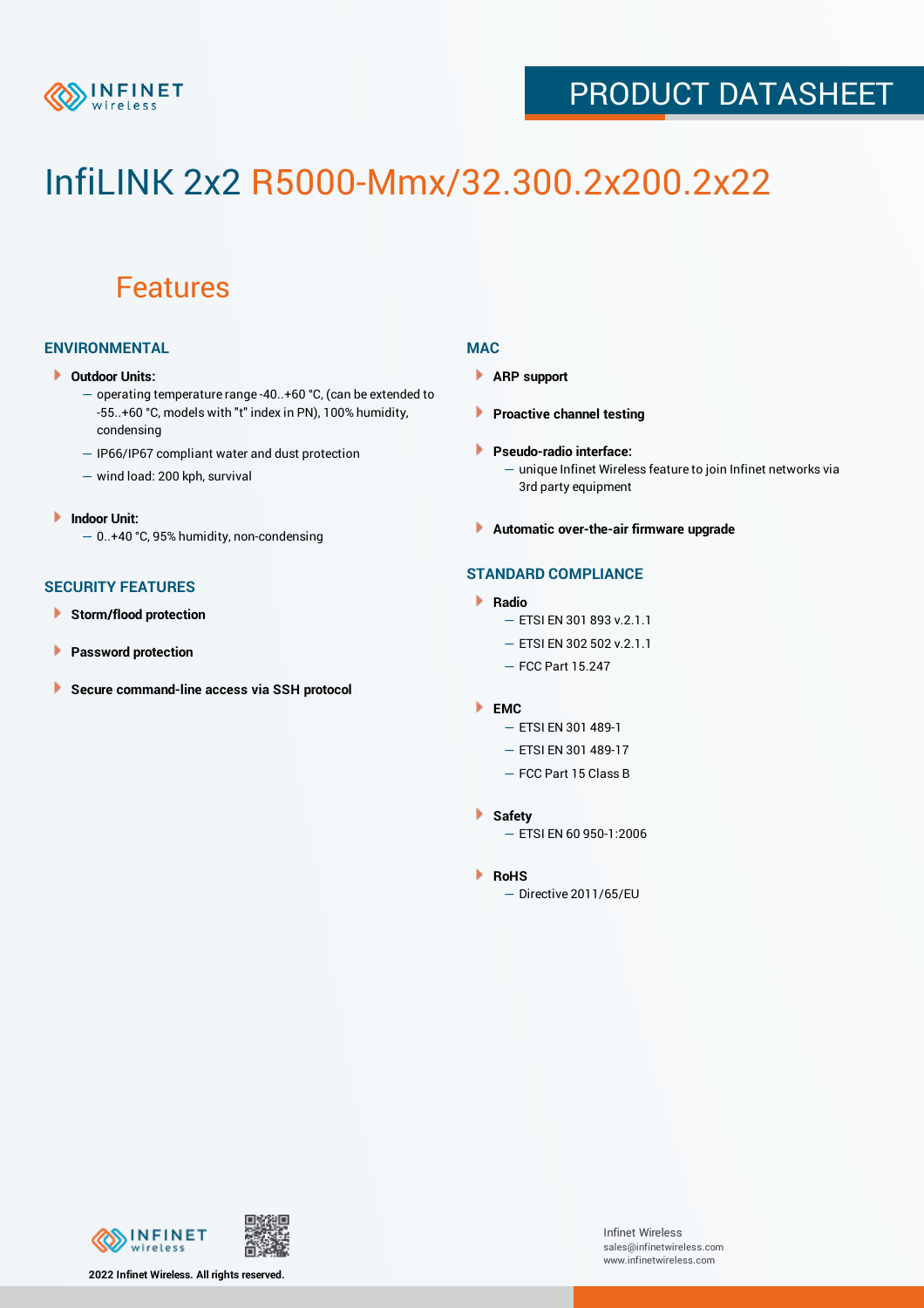# InfiLINK 2x2 R5000-Mmx/32.300.2x200.2x22

## Features

### ENVIRONMENTAL

- **Outdoor Units:**
  - operating temperature range -40..+60 °C, (can be extended to -55..+60 °C, models with "t" index in PN), 100% humidity, condensing
  - IP66/IP67 compliant water and dust protection
  - wind load: 200 kph, survival
- **Indoor Unit:**
  - 0..+40 °C, 95% humidity, non-condensing

### SECURITY FEATURES

- **Storm/flood protection**
- **Password protection**
- **Secure command-line access via SSH protocol**

### MAC

- **ARP support**
- **Proactive channel testing**
- **Pseudo-radio interface:**
  - unique Infinet Wireless feature to join Infinet networks via 3rd party equipment
- **Automatic over-the-air firmware upgrade**

### STANDARD COMPLIANCE

- **Radio**
  - ETSI EN 301 893 v.2.1.1
  - ETSI EN 302 502 v.2.1.1
  - FCC Part 15.247
- **EMC**
  - ETSI EN 301 489-1
  - ETSI EN 301 489-17
  - FCC Part 15 Class B
- **Safety**
  - ETSI EN 60 950-1:2006
- **RoHS**
  - Directive 2011/65/EU

2022 Infinet Wireless. All rights reserved.

Infinet Wireless
sales@infinetwireless.com
www.infinetwireless.com